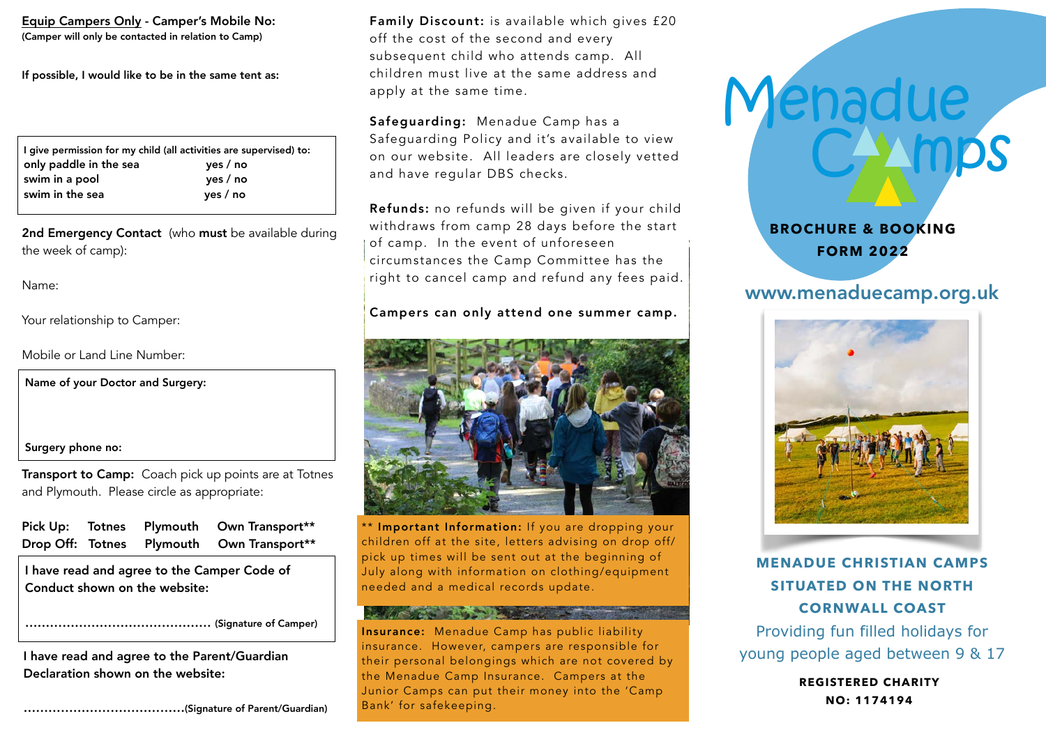**Equip Campers Only** - **Camper's Mobile No:**
**(Camper will only be contacted in relation to Camp)**

**If possible, I would like to be in the same tent as:**

| I give permission for my child (all activities are supervised) to: | |
| --- | --- |
| only paddle in the sea | yes / no |
| swim in a pool | yes / no |
| swim in the sea | yes / no |

**2nd Emergency Contact** (who **must** be available during the week of camp):

Name:

Your relationship to Camper:

Mobile or Land Line Number:

**Name of your Doctor and Surgery:**

**Surgery phone no:**

**Transport to Camp:** Coach pick up points are at Totnes and Plymouth. Please circle as appropriate:

| | | | |
| --- | --- | --- | --- |
| **Pick Up:** | Totnes | Plymouth | Own Transport** |
| **Drop Off:** | Totnes | Plymouth | Own Transport** |

**I have read and agree to the Camper Code of Conduct shown on the website:**

.............................................. **(Signature of Camper)**

**I have read and agree to the Parent/Guardian Declaration shown on the website:**

........................................**(Signature of Parent/Guardian)**

**Family Discount:** is available which gives £20 off the cost of the second and every subsequent child who attends camp. All children must live at the same address and apply at the same time.

**Safeguarding:** Menadue Camp has a Safeguarding Policy and it's available to view on our website. All leaders are closely vetted and have regular DBS checks.

**Refunds:** no refunds will be given if your child withdraws from camp 28 days before the start of camp. In the event of unforeseen circumstances the Camp Committee has the right to cancel camp and refund any fees paid.

**Campers can only attend one summer camp.**

** **Important Information:** If you are dropping your children off at the site, letters advising on drop off/pick up times will be sent out at the beginning of July along with information on clothing/equipment needed and a medical records update.

**Insurance:** Menadue Camp has public liability insurance. However, campers are responsible for their personal belongings which are not covered by the Menadue Camp Insurance. Campers at the Junior Camps can put their money into the 'Camp Bank' for safekeeping.

# Menadue Camps

## BROCHURE & BOOKING FORM 2022

www.menaduecamp.org.uk

**MENADUE CHRISTIAN CAMPS SITUATED ON THE NORTH CORNWALL COAST**

Providing fun filled holidays for young people aged between 9 & 17

**REGISTERED CHARITY NO: 1174194**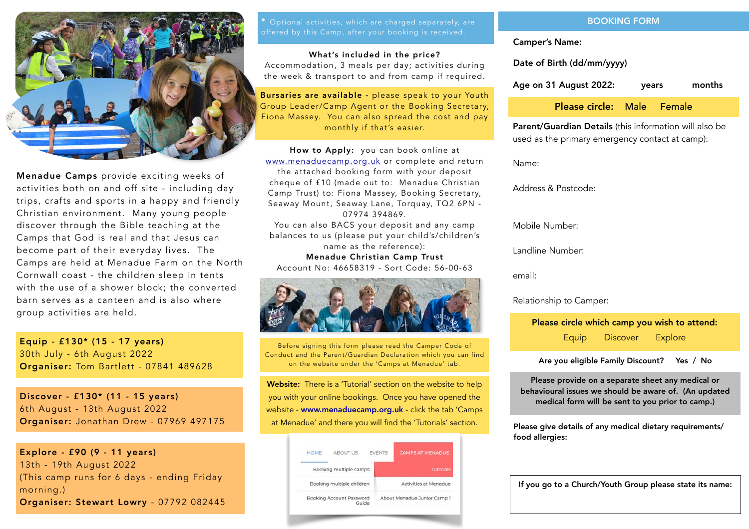**Menadue Camps** provide exciting weeks of activities both on and off site - including day trips, crafts and sports in a happy and friendly Christian environment. Many young people discover through the Bible teaching at the Camps that God is real and that Jesus can become part of their everyday lives. The Camps are held at Menadue Farm on the North Cornwall coast - the children sleep in tents with the use of a shower block; the converted barn serves as a canteen and is also where group activities are held.

**Equip - £130* (15 - 17 years)**
30th July - 6th August 2022
**Organiser:** Tom Bartlett - 07841 489628

**Discover - £130* (11 - 15 years)**
6th August - 13th August 2022
**Organiser:** Jonathan Drew - 07969 497175

**Explore - £90 (9 - 11 years)**
13th - 19th August 2022
(This camp runs for 6 days - ending Friday morning.)
**Organiser: Stewart Lowry** - 07792 082445

* Optional activities, which are charged separately, are offered by this Camp, after your booking is received.

**What's included in the price?**
Accommodation, 3 meals per day; activities during the week & transport to and from camp if required.

**Bursaries are available -** please speak to your Youth Group Leader/Camp Agent or the Booking Secretary, Fiona Massey. You can also spread the cost and pay monthly if that's easier.

**How to Apply:** you can book online at www.menaduecamp.org.uk or complete and return the attached booking form with your deposit cheque of £10 (made out to: Menadue Christian Camp Trust) to: Fiona Massey, Booking Secretary, Seaway Mount, Seaway Lane, Torquay, TQ2 6PN - 07974 394869.
You can also BACS your deposit and any camp balances to us (please put your child's/children's name as the reference):
**Menadue Christian Camp Trust**
Account No: 46658319 - Sort Code: 56-00-63

Before signing this form please read the Camper Code of Conduct and the Parent/Guardian Declaration which you can find on the website under the 'Camps at Menadue' tab.

**Website:** There is a 'Tutorial' section on the website to help you with your online bookings. Once you have opened the website - **www.menaduecamp.org.uk** - click the tab 'Camps at Menadue' and there you will find the 'Tutorials' section.

HOME ABOUT US EVENTS CAMPS AT MENADUE
Booking multiple camps
Tutorials
Booking multiple children
Activities at Menadue
Booking Account Password Guide
About Menadue Junior Camp 1

## BOOKING FORM

**Camper's Name:**

**Date of Birth (dd/mm/yyyy)**

**Age on 31 August 2022:** years months

**Please circle:** Male Female

**Parent/Guardian Details** (this information will also be used as the primary emergency contact at camp):

Name:

Address & Postcode:

Mobile Number:

Landline Number:

email:

Relationship to Camper:

**Please circle which camp you wish to attend:**
Equip Discover Explore

**Are you eligible Family Discount? Yes / No**

**Please provide on a separate sheet any medical or behavioural issues we should be aware of. (An updated medical form will be sent to you prior to camp.)**

**Please give details of any medical dietary requirements/ food allergies:**

**If you go to a Church/Youth Group please state its name:**